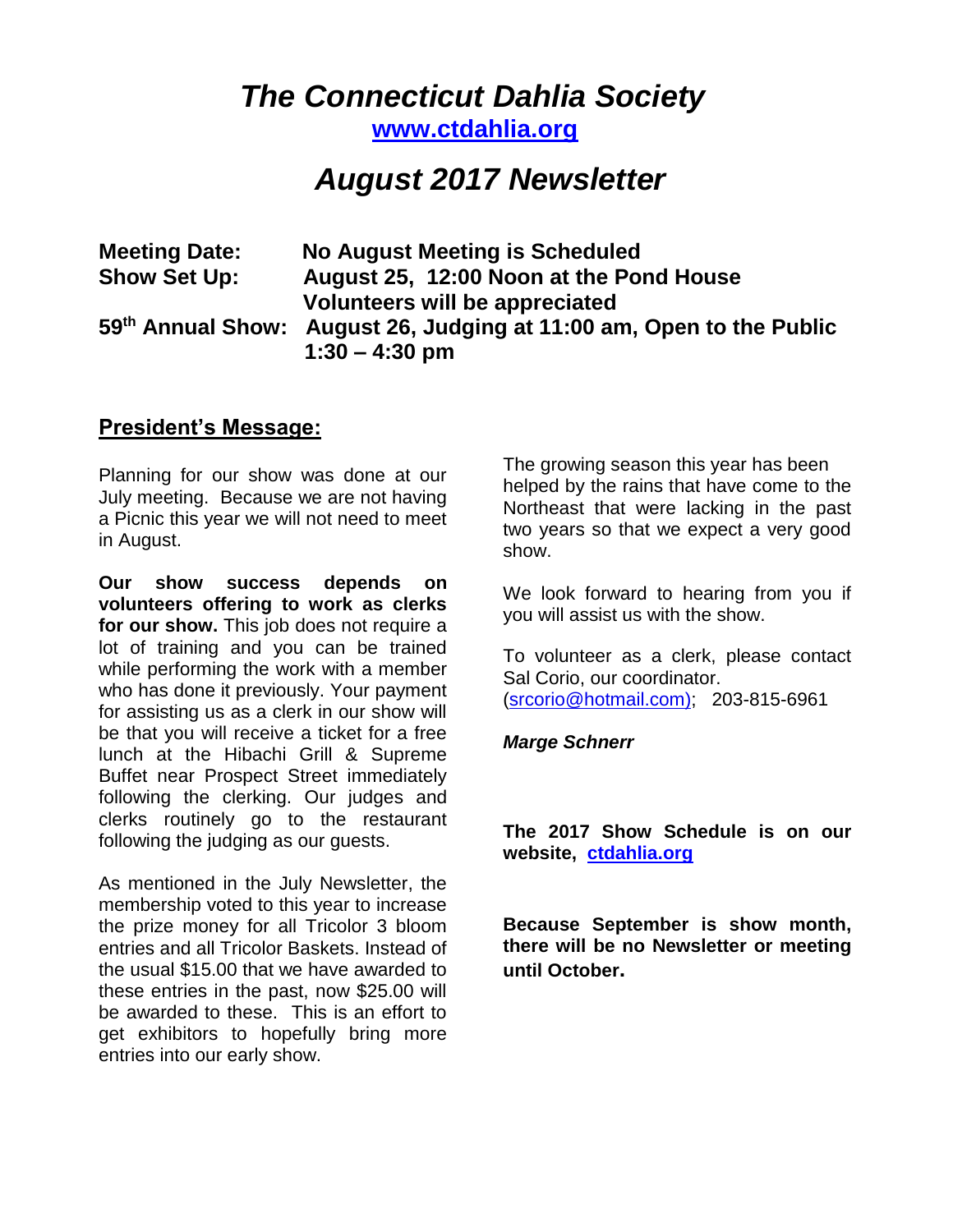# *The Connecticut Dahlia Society*

**www.ctdahlia.org**

# *August 2017 Newsletter*

| | |
|---|---|
| **Meeting Date:** | **No August Meeting is Scheduled** |
| **Show Set Up:** | **August 25, 12:00 Noon at the Pond House** |
| | **Volunteers will be appreciated** |
| **59th Annual Show:** | **August 26, Judging at 11:00 am, Open to the Public 1:30 – 4:30 pm** |

## President's Message:

Planning for our show was done at our July meeting. Because we are not having a Picnic this year we will not need to meet in August.

**Our show success depends on volunteers offering to work as clerks for our show.** This job does not require a lot of training and you can be trained while performing the work with a member who has done it previously. Your payment for assisting us as a clerk in our show will be that you will receive a ticket for a free lunch at the Hibachi Grill & Supreme Buffet near Prospect Street immediately following the clerking. Our judges and clerks routinely go to the restaurant following the judging as our guests.

As mentioned in the July Newsletter, the membership voted to this year to increase the prize money for all Tricolor 3 bloom entries and all Tricolor Baskets. Instead of the usual $15.00 that we have awarded to these entries in the past, now $25.00 will be awarded to these. This is an effort to get exhibitors to hopefully bring more entries into our early show.

The growing season this year has been helped by the rains that have come to the Northeast that were lacking in the past two years so that we expect a very good show.

We look forward to hearing from you if you will assist us with the show.

To volunteer as a clerk, please contact Sal Corio, our coordinator. (srcorio@hotmail.com); 203-815-6961

***Marge Schnerr***

**The 2017 Show Schedule is on our website, ctdahlia.org**

**Because September is show month, there will be no Newsletter or meeting until October.**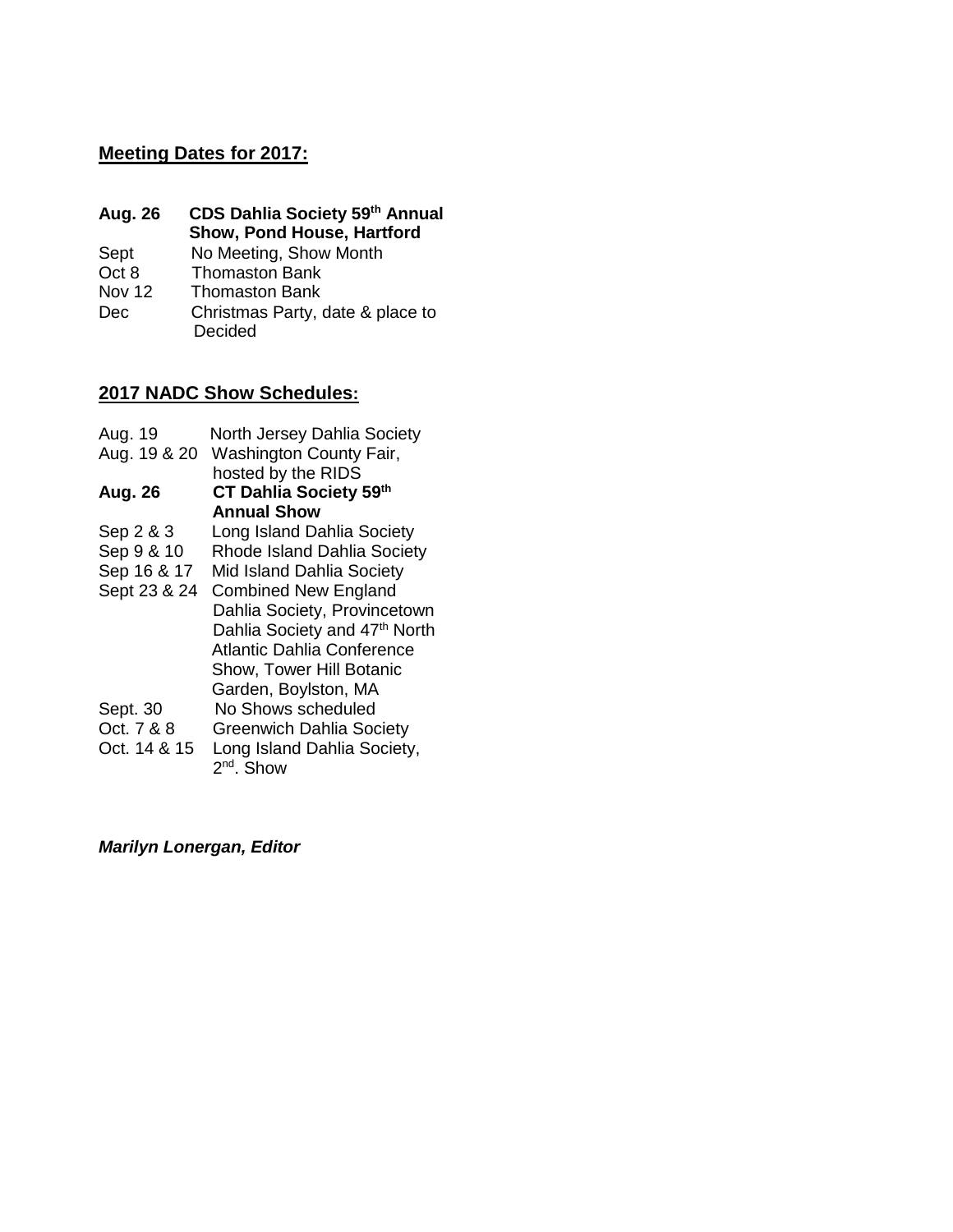**Meeting Dates for 2017:**

| | |
|---|---|
| **Aug. 26** | **CDS Dahlia Society 59th Annual Show, Pond House, Hartford** |
| Sept | No Meeting, Show Month |
| Oct 8 | Thomaston Bank |
| Nov 12 | Thomaston Bank |
| Dec | Christmas Party, date & place to Decided |

**2017 NADC Show Schedules:**

| | |
|---|---|
| Aug. 19 | North Jersey Dahlia Society |
| Aug. 19 & 20 | Washington County Fair, hosted by the RIDS |
| **Aug. 26** | **CT Dahlia Society 59th Annual Show** |
| Sep 2 & 3 | Long Island Dahlia Society |
| Sep 9 & 10 | Rhode Island Dahlia Society |
| Sep 16 & 17 | Mid Island Dahlia Society |
| Sept 23 & 24 | Combined New England Dahlia Society, Provincetown Dahlia Society and 47th North Atlantic Dahlia Conference Show, Tower Hill Botanic Garden, Boylston, MA |
| Sept. 30 | No Shows scheduled |
| Oct. 7 & 8 | Greenwich Dahlia Society |
| Oct. 14 & 15 | Long Island Dahlia Society, 2nd. Show |

***Marilyn Lonergan, Editor***